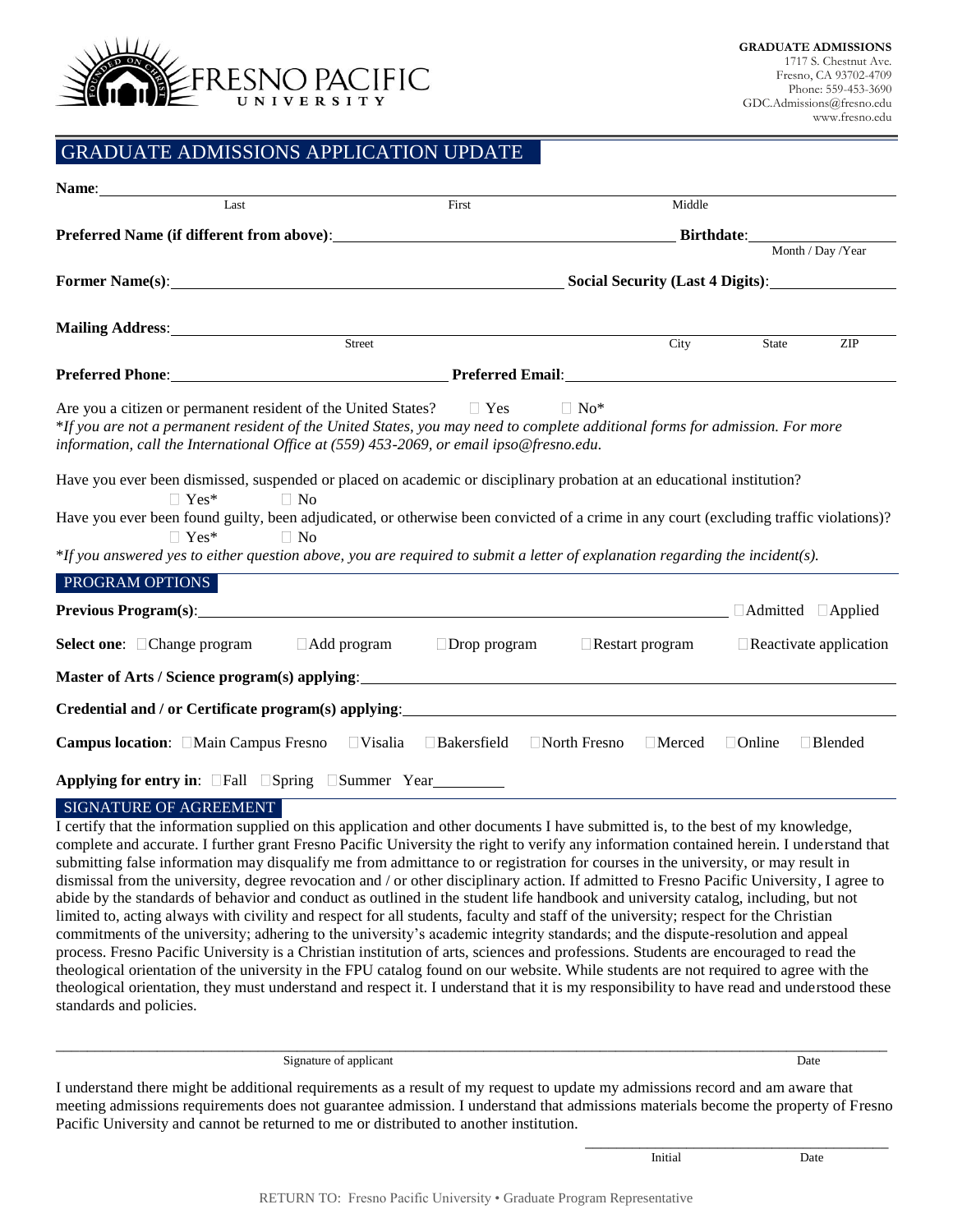**FRESNO PACIFIC UNIVERSITY**

**GRADUATE ADMISSIONS**
1717 S. Chestnut Ave.
Fresno, CA 93702-4709
Phone: 559-453-3690
GDC.Admissions@fresno.edu
www.fresno.edu

# GRADUATE ADMISSIONS APPLICATION UPDATE

**Name**: ______________________________________________
Last First Middle

**Preferred Name (if different from above)**: ______________________ **Birthdate**: ______________
Month / Day /Year

**Former Name(s)**: ______________________ **Social Security (Last 4 Digits)**: ______________

**Mailing Address**: ______________________________________________
Street City State ZIP

**Preferred Phone**: ______________________ **Preferred Email**: ______________________

Are you a citizen or permanent resident of the United States? ☐ Yes ☐ No*
**If you are not a permanent resident of the United States, you may need to complete additional forms for admission. For more information, call the International Office at (559) 453-2069, or email ipso@fresno.edu.*

Have you ever been dismissed, suspended or placed on academic or disciplinary probation at an educational institution?
☐ Yes* ☐ No

Have you ever been found guilty, been adjudicated, or otherwise been convicted of a crime in any court (excluding traffic violations)?
☐ Yes* ☐ No

**If you answered yes to either question above, you are required to submit a letter of explanation regarding the incident(s).*

## PROGRAM OPTIONS

**Previous Program(s)**: ______________________________________________ ☐Admitted ☐Applied

**Select one**: ☐Change program ☐Add program ☐Drop program ☐Restart program ☐Reactivate application

**Master of Arts / Science program(s) applying**: ______________________________________________

**Credential and / or Certificate program(s) applying**: ______________________________________________

**Campus location**: ☐Main Campus Fresno ☐Visalia ☐Bakersfield ☐North Fresno ☐Merced ☐Online ☐Blended

**Applying for entry in**: ☐Fall ☐Spring ☐Summer Year__________

## SIGNATURE OF AGREEMENT

I certify that the information supplied on this application and other documents I have submitted is, to the best of my knowledge, complete and accurate. I further grant Fresno Pacific University the right to verify any information contained herein. I understand that submitting false information may disqualify me from admittance to or registration for courses in the university, or may result in dismissal from the university, degree revocation and / or other disciplinary action. If admitted to Fresno Pacific University, I agree to abide by the standards of behavior and conduct as outlined in the student life handbook and university catalog, including, but not limited to, acting always with civility and respect for all students, faculty and staff of the university; respect for the Christian commitments of the university; adhering to the university's academic integrity standards; and the dispute-resolution and appeal process. Fresno Pacific University is a Christian institution of arts, sciences and professions. Students are encouraged to read the theological orientation of the university in the FPU catalog found on our website. While students are not required to agree with the theological orientation, they must understand and respect it. I understand that it is my responsibility to have read and understood these standards and policies.

______________________________________________________________________________
Signature of applicant Date

I understand there might be additional requirements as a result of my request to update my admissions record and am aware that meeting admissions requirements does not guarantee admission. I understand that admissions materials become the property of Fresno Pacific University and cannot be returned to me or distributed to another institution.

______________________________
Initial Date

RETURN TO: Fresno Pacific University • Graduate Program Representative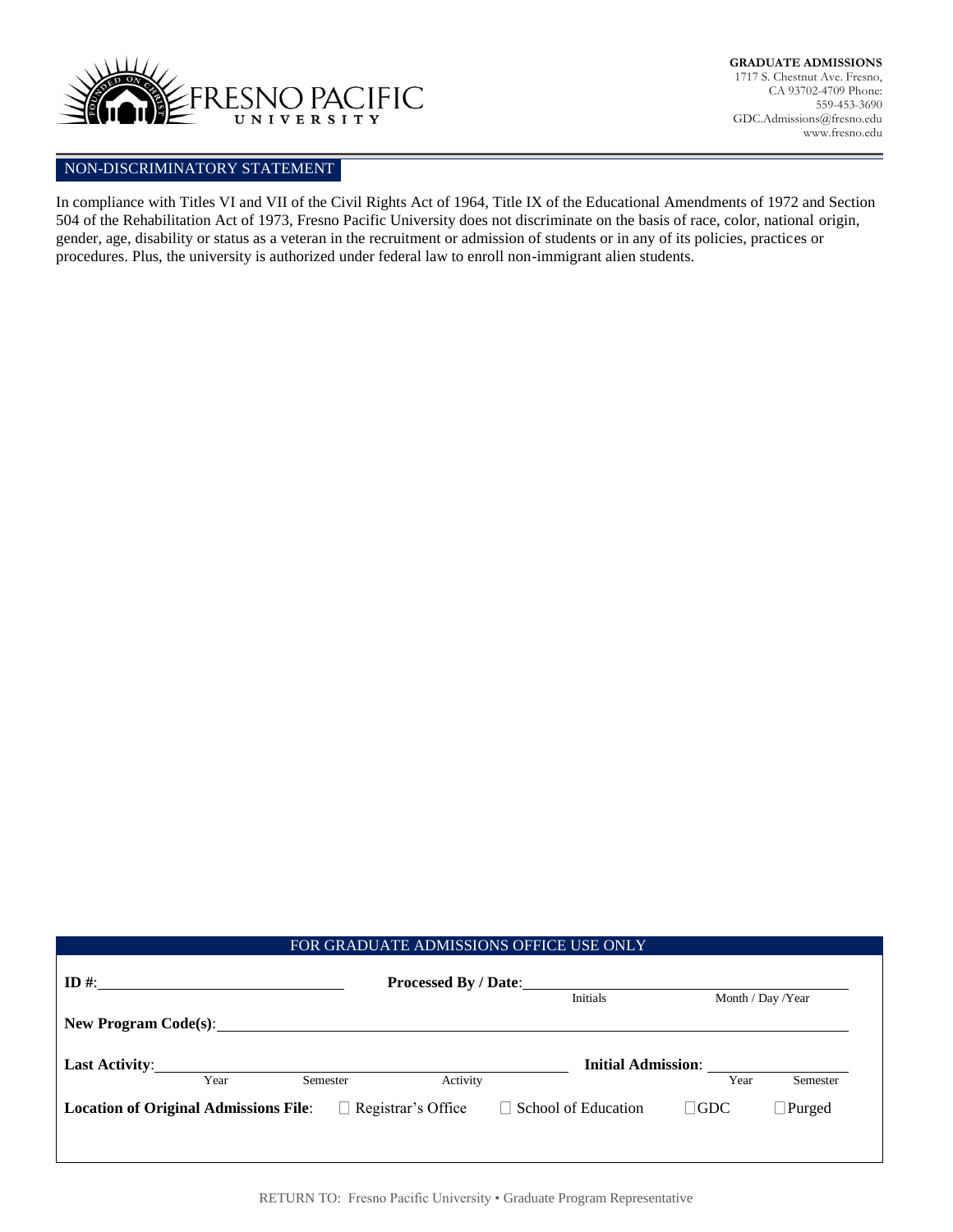FRESNO PACIFIC UNIVERSITY

**GRADUATE ADMISSIONS**
1717 S. Chestnut Ave. Fresno, CA 93702-4709 Phone: 559-453-3690
GDC.Admissions@fresno.edu
www.fresno.edu

## NON-DISCRIMINATORY STATEMENT

In compliance with Titles VI and VII of the Civil Rights Act of 1964, Title IX of the Educational Amendments of 1972 and Section 504 of the Rehabilitation Act of 1973, Fresno Pacific University does not discriminate on the basis of race, color, national origin, gender, age, disability or status as a veteran in the recruitment or admission of students or in any of its policies, practices or procedures. Plus, the university is authorized under federal law to enroll non-immigrant alien students.

## FOR GRADUATE ADMISSIONS OFFICE USE ONLY

**ID #**:\_\_\_\_\_\_\_\_\_\_\_\_\_\_\_\_\_\_\_\_ **Processed By / Date**:\_\_\_\_\_\_\_\_\_\_\_\_\_\_\_\_\_\_\_\_
Initials Month / Day /Year

**New Program Code(s)**:\_\_\_\_\_\_\_\_\_\_\_\_\_\_\_\_\_\_\_\_\_\_\_\_\_\_\_\_\_\_

**Last Activity**:\_\_\_\_\_\_\_\_\_\_\_\_\_\_\_\_\_\_\_\_\_\_\_\_\_\_\_\_\_\_ **Initial Admission**:\_\_\_\_\_\_\_\_\_\_
Year Semester Activity Year Semester

**Location of Original Admissions File**: ☐ Registrar's Office ☐ School of Education ☐GDC ☐Purged

RETURN TO: Fresno Pacific University • Graduate Program Representative